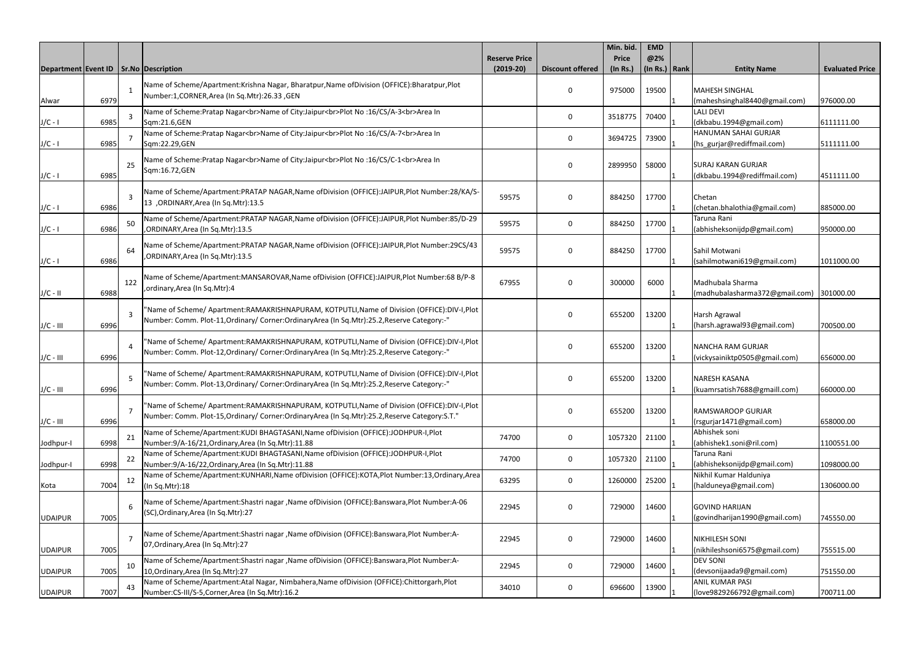| Department | Event ID | Sr.No | Description | Reserve Price (2019-20) | Discount offered | Min. bid. Price (In Rs.) | EMD @2% (In Rs.) | Rank | Entity Name | Evaluated Price |
|---|---|---|---|---|---|---|---|---|---|---|
| Alwar | 6979 | 1 | Name of Scheme/Apartment:Krishna Nagar, Bharatpur,Name ofDivision (OFFICE):Bharatpur,Plot Number:1,CORNER,Area (In Sq.Mtr):26.33 ,GEN | | 0 | 975000 | 19500 | 1 | MAHESH SINGHAL (maheshsinghal8440@gmail.com) | 976000.00 |
| J/C - I | 6985 | 3 | Name of Scheme:Pratap Nagar<br>Name of City:Jaipur<br>Plot No :16/CS/A-3<br>Area In Sqm:21.6,GEN | | 0 | 3518775 | 70400 | 1 | LALI DEVI (dkbabu.1994@gmail.com) | 6111111.00 |
| J/C - I | 6985 | 7 | Name of Scheme:Pratap Nagar<br>Name of City:Jaipur<br>Plot No :16/CS/A-7<br>Area In Sqm:22.29,GEN | | 0 | 3694725 | 73900 | 1 | HANUMAN SAHAI GURJAR (hs_gurjar@rediffmail.com) | 5111111.00 |
| J/C - I | 6985 | 25 | Name of Scheme:Pratap Nagar<br>Name of City:Jaipur<br>Plot No :16/CS/C-1<br>Area In Sqm:16.72,GEN | | 0 | 2899950 | 58000 | 1 | SURAJ KARAN GURJAR (dkbabu.1994@rediffmail.com) | 4511111.00 |
| J/C - I | 6986 | 3 | Name of Scheme/Apartment:PRATAP NAGAR,Name ofDivision (OFFICE):JAIPUR,Plot Number:28/KA/S-13 ,ORDINARY,Area (In Sq.Mtr):13.5 | 59575 | 0 | 884250 | 17700 | 1 | Chetan (chetan.bhalothia@gmail.com) | 885000.00 |
| J/C - I | 6986 | 50 | Name of Scheme/Apartment:PRATAP NAGAR,Name ofDivision (OFFICE):JAIPUR,Plot Number:85/D-29 ,ORDINARY,Area (In Sq.Mtr):13.5 | 59575 | 0 | 884250 | 17700 | 1 | Taruna Rani (abhisheksonijdp@gmail.com) | 950000.00 |
| J/C - I | 6986 | 64 | Name of Scheme/Apartment:PRATAP NAGAR,Name ofDivision (OFFICE):JAIPUR,Plot Number:29CS/43 ,ORDINARY,Area (In Sq.Mtr):13.5 | 59575 | 0 | 884250 | 17700 | 1 | Sahil Motwani (sahilmotwani619@gmail.com) | 1011000.00 |
| J/C - II | 6988 | 122 | Name of Scheme/Apartment:MANSAROVAR,Name ofDivision (OFFICE):JAIPUR,Plot Number:68 B/P-8 ,ordinary,Area (In Sq.Mtr):4 | 67955 | 0 | 300000 | 6000 | 1 | Madhubala Sharma (madhubalasharma372@gmail.com) | 301000.00 |
| J/C - III | 6996 | 3 | "Name of Scheme/ Apartment:RAMAKRISHNAPURAM, KOTPUTLI,Name of Division (OFFICE):DIV-I,Plot Number: Comm. Plot-11,Ordinary/ Corner:OrdinaryArea (In Sq.Mtr):25.2,Reserve Category:-" | | 0 | 655200 | 13200 | 1 | Harsh Agrawal (harsh.agrawal93@gmail.com) | 700500.00 |
| J/C - III | 6996 | 4 | "Name of Scheme/ Apartment:RAMAKRISHNAPURAM, KOTPUTLI,Name of Division (OFFICE):DIV-I,Plot Number: Comm. Plot-12,Ordinary/ Corner:OrdinaryArea (In Sq.Mtr):25.2,Reserve Category:-" | | 0 | 655200 | 13200 | 1 | NANCHA RAM GURJAR (vickysainiktp0505@gmail.com) | 656000.00 |
| J/C - III | 6996 | 5 | "Name of Scheme/ Apartment:RAMAKRISHNAPURAM, KOTPUTLI,Name of Division (OFFICE):DIV-I,Plot Number: Comm. Plot-13,Ordinary/ Corner:OrdinaryArea (In Sq.Mtr):25.2,Reserve Category:-" | | 0 | 655200 | 13200 | 1 | NARESH KASANA (kuamrsatish7688@gmaill.com) | 660000.00 |
| J/C - III | 6996 | 7 | "Name of Scheme/ Apartment:RAMAKRISHNAPURAM, KOTPUTLI,Name of Division (OFFICE):DIV-I,Plot Number: Comm. Plot-15,Ordinary/ Corner:OrdinaryArea (In Sq.Mtr):25.2,Reserve Category:S.T." | | 0 | 655200 | 13200 | 1 | RAMSWAROOP GURJAR (rsgurjar1471@gmail.com) | 658000.00 |
| Jodhpur-I | 6998 | 21 | Name of Scheme/Apartment:KUDI BHAGTASANI,Name ofDivision (OFFICE):JODHPUR-I,Plot Number:9/A-16/21,Ordinary,Area (In Sq.Mtr):11.88 | 74700 | 0 | 1057320 | 21100 | 1 | Abhishek soni (abhishek1.soni@ril.com) | 1100551.00 |
| Jodhpur-I | 6998 | 22 | Name of Scheme/Apartment:KUDI BHAGTASANI,Name ofDivision (OFFICE):JODHPUR-I,Plot Number:9/A-16/22,Ordinary,Area (In Sq.Mtr):11.88 | 74700 | 0 | 1057320 | 21100 | 1 | Taruna Rani (abhisheksonijdp@gmail.com) | 1098000.00 |
| Kota | 7004 | 12 | Name of Scheme/Apartment:KUNHARI,Name ofDivision (OFFICE):KOTA,Plot Number:13,Ordinary,Area (In Sq.Mtr):18 | 63295 | 0 | 1260000 | 25200 | 1 | Nikhil Kumar Halduniya (halduneya@gmail.com) | 1306000.00 |
| UDAIPUR | 7005 | 6 | Name of Scheme/Apartment:Shastri nagar ,Name ofDivision (OFFICE):Banswara,Plot Number:A-06 (SC),Ordinary,Area (In Sq.Mtr):27 | 22945 | 0 | 729000 | 14600 | 1 | GOVIND HARIJAN (govindharijan1990@gmail.com) | 745550.00 |
| UDAIPUR | 7005 | 7 | Name of Scheme/Apartment:Shastri nagar ,Name ofDivision (OFFICE):Banswara,Plot Number:A-07,Ordinary,Area (In Sq.Mtr):27 | 22945 | 0 | 729000 | 14600 | 1 | NIKHILESH SONI (nikhileshsoni6575@gmail.com) | 755515.00 |
| UDAIPUR | 7005 | 10 | Name of Scheme/Apartment:Shastri nagar ,Name ofDivision (OFFICE):Banswara,Plot Number:A-10,Ordinary,Area (In Sq.Mtr):27 | 22945 | 0 | 729000 | 14600 | 1 | DEV SONI (devsonijaada9@gmail.com) | 751550.00 |
| UDAIPUR | 7007 | 43 | Name of Scheme/Apartment:Atal Nagar, Nimbahera,Name ofDivision (OFFICE):Chittorgarh,Plot Number:CS-III/S-5,Corner,Area (In Sq.Mtr):16.2 | 34010 | 0 | 696600 | 13900 | 1 | ANIL KUMAR PASI (love9829266792@gmail.com) | 700711.00 |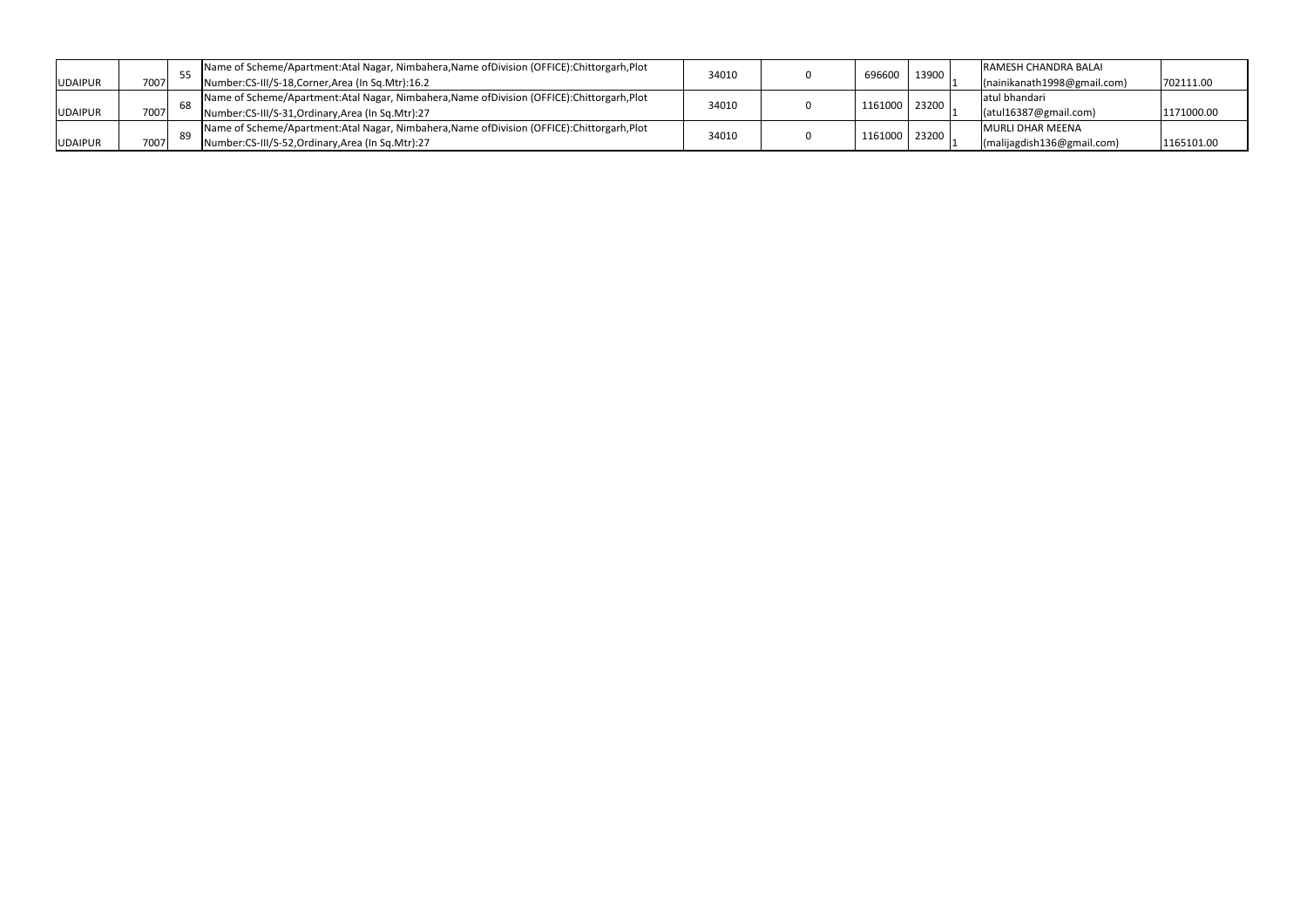| | | | | | | | | | | |
|---|---|---|---|---|---|---|---|---|---|---|
| UDAIPUR | 7007 | 55 | Name of Scheme/Apartment:Atal Nagar, Nimbahera,Name ofDivision (OFFICE):Chittorgarh,Plot Number:CS-III/S-18,Corner,Area (In Sq.Mtr):16.2 | 34010 | 0 | 696600 | 13900 | 1 | RAMESH CHANDRA BALAI (nainikanath1998@gmail.com) | 702111.00 |
| UDAIPUR | 7007 | 68 | Name of Scheme/Apartment:Atal Nagar, Nimbahera,Name ofDivision (OFFICE):Chittorgarh,Plot Number:CS-III/S-31,Ordinary,Area (In Sq.Mtr):27 | 34010 | 0 | 1161000 | 23200 | 1 | atul bhandari (atul16387@gmail.com) | 1171000.00 |
| UDAIPUR | 7007 | 89 | Name of Scheme/Apartment:Atal Nagar, Nimbahera,Name ofDivision (OFFICE):Chittorgarh,Plot Number:CS-III/S-52,Ordinary,Area (In Sq.Mtr):27 | 34010 | 0 | 1161000 | 23200 | 1 | MURLI DHAR MEENA (malijagdish136@gmail.com) | 1165101.00 |